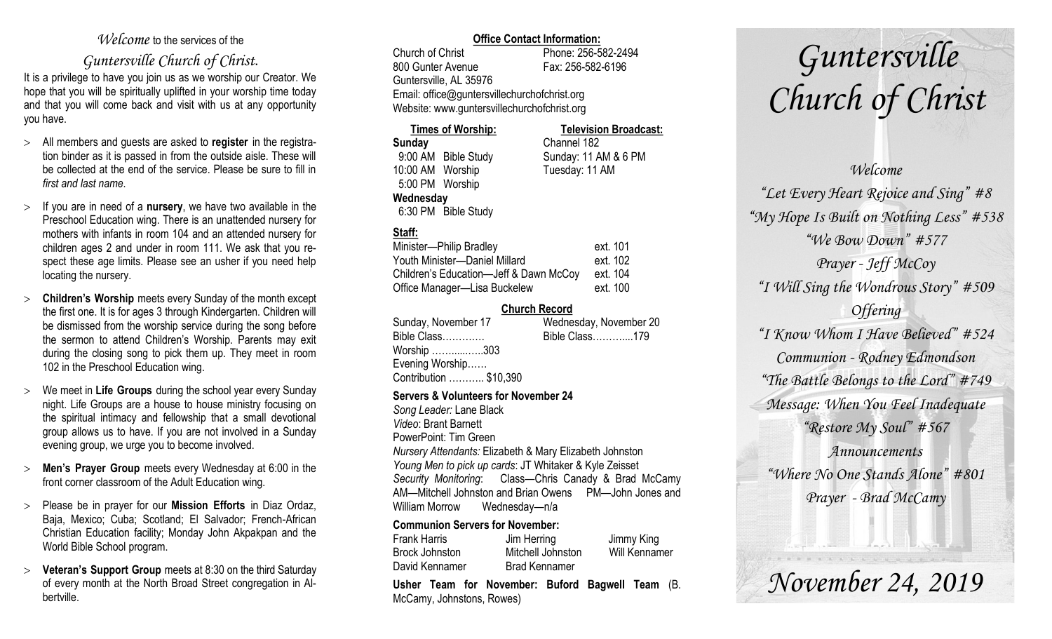*Welcome* to the services of the

## *Guntersville Church of Christ.*

It is a privilege to have you join us as we worship our Creator. We hope that you will be spiritually uplifted in your worship time today and that you will come back and visit with us at any opportunity you have.

- All members and guests are asked to **register** in the registration binder as it is passed in from the outside aisle. These will be collected at the end of the service. Please be sure to fill in *first and last name*.
- If you are in need of a **nursery**, we have two available in the Preschool Education wing. There is an unattended nursery for mothers with infants in room 104 and an attended nursery for children ages 2 and under in room 111. We ask that you respect these age limits. Please see an usher if you need help locating the nursery.
- **Children's Worship** meets every Sunday of the month except the first one. It is for ages 3 through Kindergarten. Children will be dismissed from the worship service during the song before the sermon to attend Children's Worship. Parents may exit during the closing song to pick them up. They meet in room 102 in the Preschool Education wing.
- We meet in **Life Groups** during the school year every Sunday night. Life Groups are a house to house ministry focusing on the spiritual intimacy and fellowship that a small devotional group allows us to have. If you are not involved in a Sunday evening group, we urge you to become involved.
- **Men's Prayer Group** meets every Wednesday at 6:00 in the front corner classroom of the Adult Education wing.
- Please be in prayer for our **Mission Efforts** in Diaz Ordaz, Baja, Mexico; Cuba; Scotland; El Salvador; French-African Christian Education facility; Monday John Akpakpan and the World Bible School program.
- **Veteran's Support Group** meets at 8:30 on the third Saturday of every month at the North Broad Street congregation in Albertville.

**Office Contact Information:**

Church of Christ — Phone: 256-582-2494
800 Gunter Avenue — Fax: 256-582-6196
Guntersville, AL 35976
Email: office@guntersvillechurchofchrist.org
Website: www.guntersvillechurchofchrist.org

**Times of Worship:**
**Sunday**
9:00 AM Bible Study
10:00 AM Worship
5:00 PM Worship
**Wednesday**
6:30 PM Bible Study

**Television Broadcast:**
Channel 182
Sunday: 11 AM & 6 PM
Tuesday: 11 AM

**Staff:**

| | |
|---|---|
| Minister—Philip Bradley | ext. 101 |
| Youth Minister—Daniel Millard | ext. 102 |
| Children's Education—Jeff & Dawn McCoy | ext. 104 |
| Office Manager—Lisa Buckelew | ext. 100 |

**Church Record**

| Sunday, November 17 | Wednesday, November 20 |
|---|---|
| Bible Class………… | Bible Class………...179 |
| Worship ……......…..303 | |
| Evening Worship…… | |
| Contribution ……….. $10,390 | |

**Servers & Volunteers for November 24**

*Song Leader:* Lane Black
*Video*: Brant Barnett
PowerPoint: Tim Green
*Nursery Attendants:* Elizabeth & Mary Elizabeth Johnston
*Young Men to pick up cards*: JT Whitaker & Kyle Zeisset
*Security Monitoring*: Class—Chris Canady & Brad McCamy AM—Mitchell Johnston and Brian Owens PM—John Jones and William Morrow Wednesday—n/a

**Communion Servers for November:**

| | | |
|---|---|---|
| Frank Harris | Jim Herring | Jimmy King |
| Brock Johnston | Mitchell Johnston | Will Kennamer |
| David Kennamer | Brad Kennamer | |

**Usher Team for November: Buford Bagwell Team** (B. McCamy, Johnstons, Rowes)

# *Guntersville Church of Christ*

*Welcome*
*"Let Every Heart Rejoice and Sing" #8*
*"My Hope Is Built on Nothing Less" #538*
*"We Bow Down" #577*
*Prayer - Jeff McCoy*
*"I Will Sing the Wondrous Story" #509*
*Offering*
*"I Know Whom I Have Believed" #524*
*Communion - Rodney Edmondson*
*"The Battle Belongs to the Lord" #749*
*Message: When You Feel Inadequate*
*"Restore My Soul" #567*
*Announcements*
*"Where No One Stands Alone" #801*
*Prayer - Brad McCamy*

## *November 24, 2019*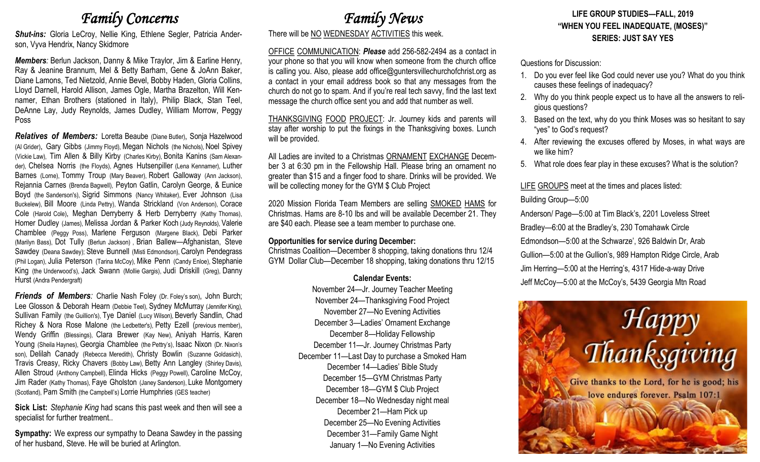# *Family Concerns*

***Shut-ins:*** Gloria LeCroy, Nellie King, Ethlene Segler, Patricia Anderson, Vyva Hendrix, Nancy Skidmore

***Members:*** Berlun Jackson, Danny & Mike Traylor, Jim & Earline Henry, Ray & Jeanine Brannum, Mel & Betty Barham, Gene & JoAnn Baker, Diane Lamons, Ted Nietzold, Annie Bevel, Bobby Haden, Gloria Collins, Lloyd Darnell, Harold Allison, James Ogle, Martha Brazelton, Will Kennamer, Ethan Brothers (stationed in Italy), Philip Black, Stan Teel, DeAnne Lay, Judy Reynolds, James Dudley, William Morrow, Peggy Poss

***Relatives of Members:*** Loretta Beaube (Diane Butler), Sonja Hazelwood (Al Grider), Gary Gibbs (Jimmy Floyd), Megan Nichols (the Nichols), Noel Spivey (Vickie Law), Tim Allen & Billy Kirby (Charles Kirby), Bonita Kanins (Sam Alexander), Chelsea Norris (the Floyds), Agnes Hutsenpiller (Lena Kennamer), Luther Barnes (Lorne), Tommy Troup (Mary Beaver), Robert Galloway (Ann Jackson), Rejannia Carnes (Brenda Bagwell), Peyton Gatlin, Carolyn George, & Eunice Boyd (the Sanderson's), Sigrid Simmons (Nancy Whitaker), Ever Johnson (Lisa Buckelew), Bill Moore (Linda Pettry), Wanda Strickland (Von Anderson), Corace Cole (Harold Cole), Meghan Derryberry & Herb Derryberry (Kathy Thomas), Homer Dudley (James), Melissa Jordan & Parker Koch (Judy Reynolds), Valerie Chamblee (Peggy Poss), Marlene Ferguson (Margene Black), Debi Parker (Marilyn Bass), Dot Tully (Berlun Jackson) , Brian Ballew—Afghanistan, Steve Sawdey (Deana Sawdey); Steve Bunnell (Misti Edmondson), Carolyn Pendegrass (Phil Logan), Julia Peterson (Tarina McCoy), Mike Penn (Candy Enloe), Stephanie King (the Underwood's), Jack Swann (Mollie Gargis), Judi Driskill (Greg), Danny Hurst (Andra Pendergraft)

***Friends of Members:*** Charlie Nash Foley (Dr. Foley's son), John Burch; Lee Glosson & Deborah Hearn (Debbie Teel), Sydney McMurray (Jennifer King), Sullivan Family (the Guillion's), Tye Daniel (Lucy Wilson), Beverly Sandlin, Chad Richey & Nora Rose Malone (the Ledbetter's), Petty Ezell (previous member), Wendy Griffin (Blessings), Clara Brewer (Kay New), Aniyah Harris, Karen Young (Sheila Haynes), Georgia Chamblee (the Pettry's), Isaac Nixon (Dr. Nixon's son), Delilah Canady (Rebecca Meredith), Christy Bowlin (Suzanne Goldasich), Travis Creasy, Ricky Chavers (Bobby Law), Betty Ann Langley (Shirley Davis), Allen Stroud (Anthony Campbell), Elinda Hicks (Peggy Powell), Caroline McCoy, Jim Rader (Kathy Thomas), Faye Gholston (Janey Sanderson), Luke Montgomery (Scotland), Pam Smith (the Campbell's) Lorrie Humphries (GES teacher)

**Sick List:** *Stephanie King* had scans this past week and then will see a specialist for further treatment..

**Sympathy:** We express our sympathy to Deana Sawdey in the passing of her husband, Steve. He will be buried at Arlington.

# *Family News*

There will be NO WEDNESDAY ACTIVITIES this week.

OFFICE COMMUNICATION: ***Please*** add 256-582-2494 as a contact in your phone so that you will know when someone from the church office is calling you. Also, please add office@guntersvillechurchofchrist.org as a contact in your email address book so that any messages from the church do not go to spam. And if you're real tech savvy, find the last text message the church office sent you and add that number as well.

THANKSGIVING FOOD PROJECT: Jr. Journey kids and parents will stay after worship to put the fixings in the Thanksgiving boxes. Lunch will be provided.

All Ladies are invited to a Christmas ORNAMENT EXCHANGE December 3 at 6:30 pm in the Fellowship Hall. Please bring an ornament no greater than $15 and a finger food to share. Drinks will be provided. We will be collecting money for the GYM $ Club Project

2020 Mission Florida Team Members are selling SMOKED HAMS for Christmas. Hams are 8-10 lbs and will be available December 21. They are $40 each. Please see a team member to purchase one.

**Opportunities for service during December:**
Christmas Coalition—December 8 shopping, taking donations thru 12/4
GYM Dollar Club—December 18 shopping, taking donations thru 12/15

**Calendar Events:**

November 24—Jr. Journey Teacher Meeting
November 24—Thanksgiving Food Project
November 27—No Evening Activities
December 3—Ladies' Ornament Exchange
December 8—Holiday Fellowship
December 11—Jr. Journey Christmas Party
December 11—Last Day to purchase a Smoked Ham
December 14—Ladies' Bible Study
December 15—GYM Christmas Party
December 18—GYM $ Club Project
December 18—No Wednesday night meal
December 21—Ham Pick up
December 25—No Evening Activities
December 31—Family Game Night
January 1—No Evening Activities

## LIFE GROUP STUDIES—FALL, 2019
## "WHEN YOU FEEL INADEQUATE, (MOSES)"
## SERIES: JUST SAY YES

Questions for Discussion:

1. Do you ever feel like God could never use you? What do you think causes these feelings of inadequacy?
2. Why do you think people expect us to have all the answers to religious questions?
3. Based on the text, why do you think Moses was so hesitant to say "yes" to God's request?
4. After reviewing the excuses offered by Moses, in what ways are we like him?
5. What role does fear play in these excuses? What is the solution?

LIFE GROUPS meet at the times and places listed:

Building Group—5:00
Anderson/ Page—5:00 at Tim Black's, 2201 Loveless Street
Bradley—6:00 at the Bradley's, 230 Tomahawk Circle
Edmondson—5:00 at the Schwarze', 926 Baldwin Dr, Arab
Gullion—5:00 at the Gullion's, 989 Hampton Ridge Circle, Arab
Jim Herring—5:00 at the Herring's, 4317 Hide-a-way Drive
Jeff McCoy—5:00 at the McCoy's, 5439 Georgia Mtn Road

Happy Thanksgiving

Give thanks to the Lord, for he is good; his love endures forever. Psalm 107:1